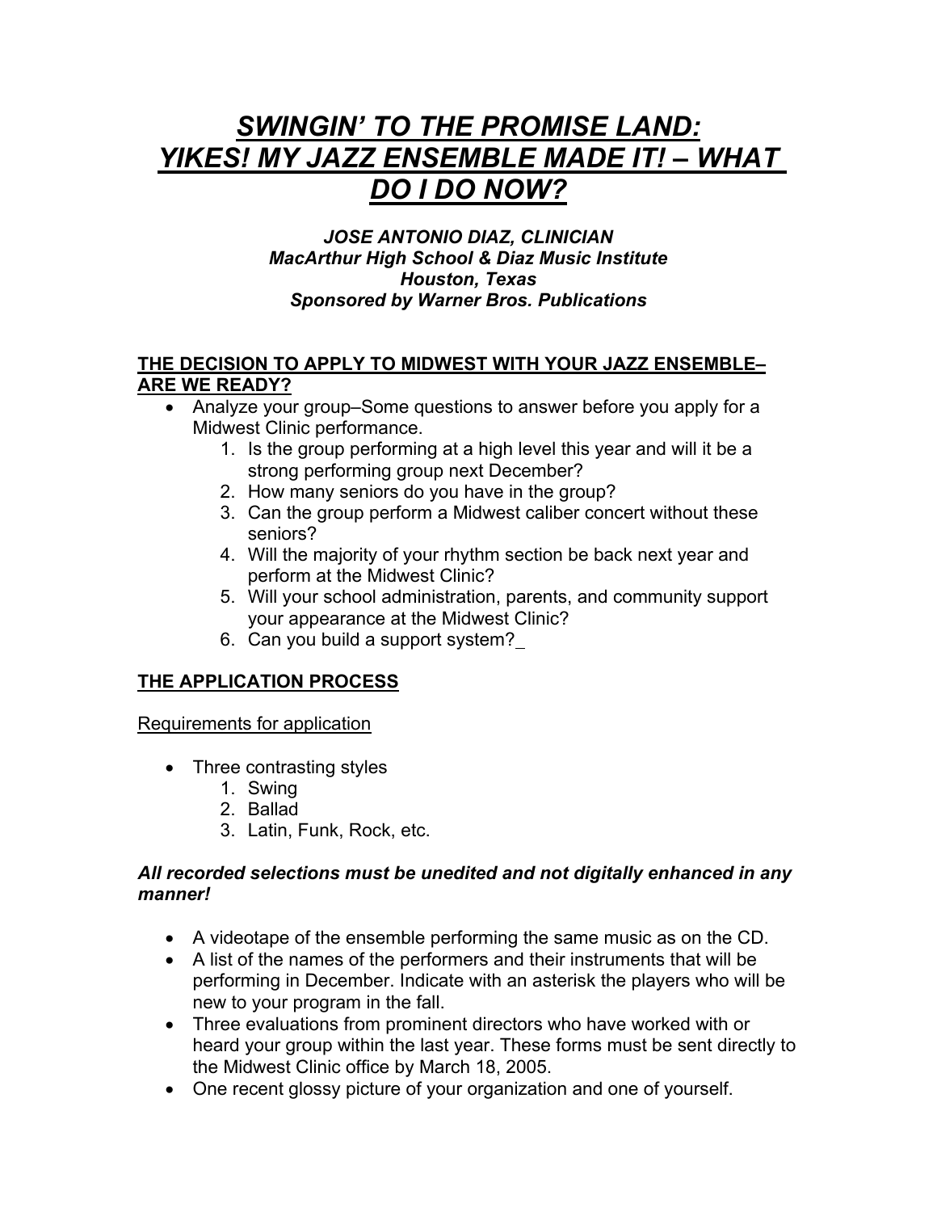# *SWINGIN' TO THE PROMISE LAND: YIKES! MY JAZZ ENSEMBLE MADE IT! – WHAT DO I DO NOW?*

***JOSE ANTONIO DIAZ, CLINICIAN***
***MacArthur High School & Diaz Music Institute***
***Houston, Texas***
***Sponsored by Warner Bros. Publications***

## THE DECISION TO APPLY TO MIDWEST WITH YOUR JAZZ ENSEMBLE– ARE WE READY?

- Analyze your group–Some questions to answer before you apply for a Midwest Clinic performance.
  1. Is the group performing at a high level this year and will it be a strong performing group next December?
  2. How many seniors do you have in the group?
  3. Can the group perform a Midwest caliber concert without these seniors?
  4. Will the majority of your rhythm section be back next year and perform at the Midwest Clinic?
  5. Will your school administration, parents, and community support your appearance at the Midwest Clinic?
  6. Can you build a support system?

## THE APPLICATION PROCESS

Requirements for application

- Three contrasting styles
  1. Swing
  2. Ballad
  3. Latin, Funk, Rock, etc.

***All recorded selections must be unedited and not digitally enhanced in any manner!***

- A videotape of the ensemble performing the same music as on the CD.
- A list of the names of the performers and their instruments that will be performing in December. Indicate with an asterisk the players who will be new to your program in the fall.
- Three evaluations from prominent directors who have worked with or heard your group within the last year. These forms must be sent directly to the Midwest Clinic office by March 18, 2005.
- One recent glossy picture of your organization and one of yourself.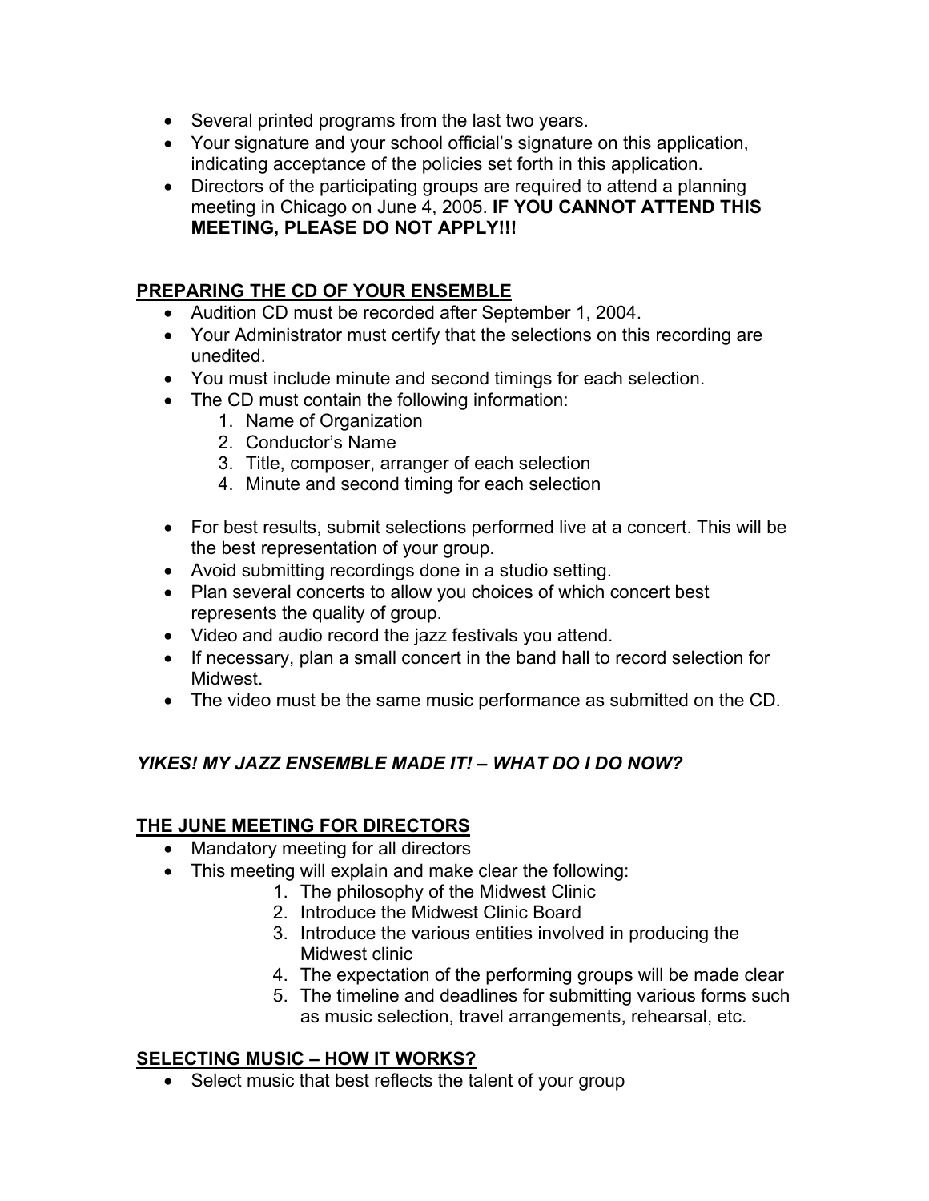- Several printed programs from the last two years.
- Your signature and your school official's signature on this application, indicating acceptance of the policies set forth in this application.
- Directors of the participating groups are required to attend a planning meeting in Chicago on June 4, 2005. **IF YOU CANNOT ATTEND THIS MEETING, PLEASE DO NOT APPLY!!!**

## PREPARING THE CD OF YOUR ENSEMBLE

- Audition CD must be recorded after September 1, 2004.
- Your Administrator must certify that the selections on this recording are unedited.
- You must include minute and second timings for each selection.
- The CD must contain the following information:
    1. Name of Organization
    2. Conductor's Name
    3. Title, composer, arranger of each selection
    4. Minute and second timing for each selection
- For best results, submit selections performed live at a concert. This will be the best representation of your group.
- Avoid submitting recordings done in a studio setting.
- Plan several concerts to allow you choices of which concert best represents the quality of group.
- Video and audio record the jazz festivals you attend.
- If necessary, plan a small concert in the band hall to record selection for Midwest.
- The video must be the same music performance as submitted on the CD.

## *YIKES! MY JAZZ ENSEMBLE MADE IT! – WHAT DO I DO NOW?*

## THE JUNE MEETING FOR DIRECTORS

- Mandatory meeting for all directors
- This meeting will explain and make clear the following:
    1. The philosophy of the Midwest Clinic
    2. Introduce the Midwest Clinic Board
    3. Introduce the various entities involved in producing the Midwest clinic
    4. The expectation of the performing groups will be made clear
    5. The timeline and deadlines for submitting various forms such as music selection, travel arrangements, rehearsal, etc.

## SELECTING MUSIC – HOW IT WORKS?

- Select music that best reflects the talent of your group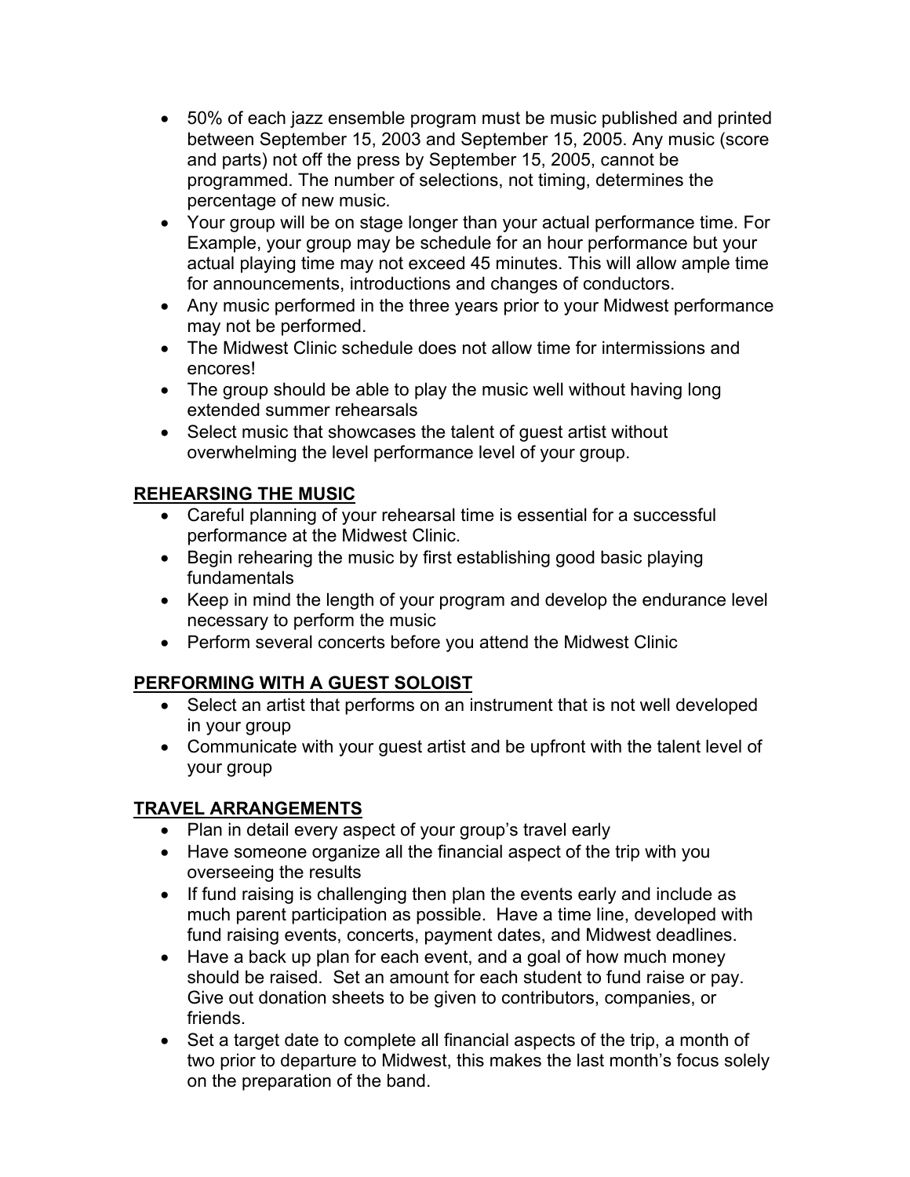- 50% of each jazz ensemble program must be music published and printed between September 15, 2003 and September 15, 2005. Any music (score and parts) not off the press by September 15, 2005, cannot be programmed. The number of selections, not timing, determines the percentage of new music.
- Your group will be on stage longer than your actual performance time. For Example, your group may be schedule for an hour performance but your actual playing time may not exceed 45 minutes. This will allow ample time for announcements, introductions and changes of conductors.
- Any music performed in the three years prior to your Midwest performance may not be performed.
- The Midwest Clinic schedule does not allow time for intermissions and encores!
- The group should be able to play the music well without having long extended summer rehearsals
- Select music that showcases the talent of guest artist without overwhelming the level performance level of your group.

## REHEARSING THE MUSIC

- Careful planning of your rehearsal time is essential for a successful performance at the Midwest Clinic.
- Begin rehearing the music by first establishing good basic playing fundamentals
- Keep in mind the length of your program and develop the endurance level necessary to perform the music
- Perform several concerts before you attend the Midwest Clinic

## PERFORMING WITH A GUEST SOLOIST

- Select an artist that performs on an instrument that is not well developed in your group
- Communicate with your guest artist and be upfront with the talent level of your group

## TRAVEL ARRANGEMENTS

- Plan in detail every aspect of your group's travel early
- Have someone organize all the financial aspect of the trip with you overseeing the results
- If fund raising is challenging then plan the events early and include as much parent participation as possible. Have a time line, developed with fund raising events, concerts, payment dates, and Midwest deadlines.
- Have a back up plan for each event, and a goal of how much money should be raised. Set an amount for each student to fund raise or pay. Give out donation sheets to be given to contributors, companies, or friends.
- Set a target date to complete all financial aspects of the trip, a month of two prior to departure to Midwest, this makes the last month's focus solely on the preparation of the band.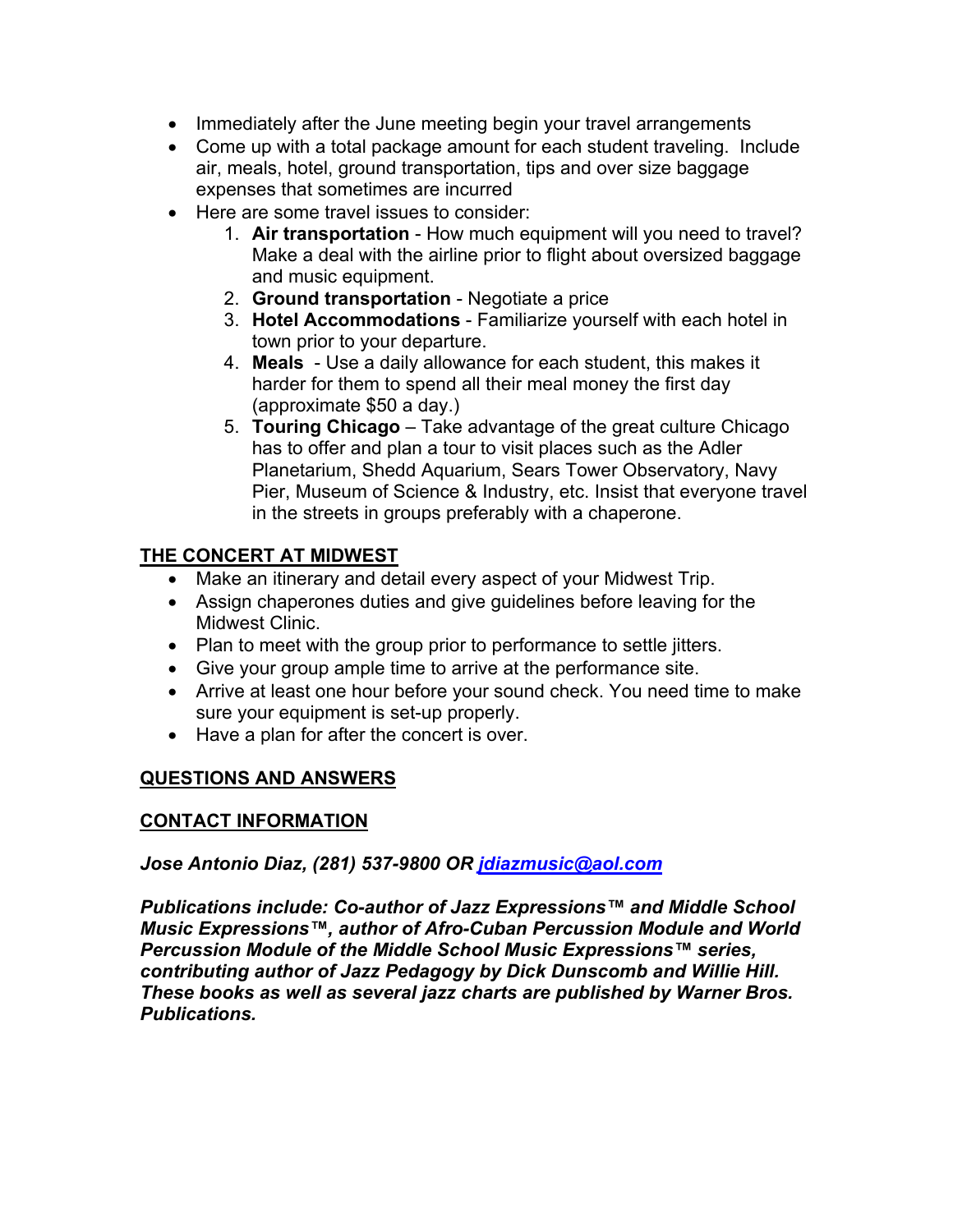- Immediately after the June meeting begin your travel arrangements
- Come up with a total package amount for each student traveling. Include air, meals, hotel, ground transportation, tips and over size baggage expenses that sometimes are incurred
- Here are some travel issues to consider:
  1. **Air transportation** - How much equipment will you need to travel? Make a deal with the airline prior to flight about oversized baggage and music equipment.
  2. **Ground transportation** - Negotiate a price
  3. **Hotel Accommodations** - Familiarize yourself with each hotel in town prior to your departure.
  4. **Meals** - Use a daily allowance for each student, this makes it harder for them to spend all their meal money the first day (approximate $50 a day.)
  5. **Touring Chicago** – Take advantage of the great culture Chicago has to offer and plan a tour to visit places such as the Adler Planetarium, Shedd Aquarium, Sears Tower Observatory, Navy Pier, Museum of Science & Industry, etc. Insist that everyone travel in the streets in groups preferably with a chaperone.

## THE CONCERT AT MIDWEST

- Make an itinerary and detail every aspect of your Midwest Trip.
- Assign chaperones duties and give guidelines before leaving for the Midwest Clinic.
- Plan to meet with the group prior to performance to settle jitters.
- Give your group ample time to arrive at the performance site.
- Arrive at least one hour before your sound check. You need time to make sure your equipment is set-up properly.
- Have a plan for after the concert is over.

## QUESTIONS AND ANSWERS

## CONTACT INFORMATION

***Jose Antonio Diaz, (281) 537-9800 OR jdiazmusic@aol.com***

***Publications include: Co-author of Jazz Expressions™ and Middle School Music Expressions™, author of Afro-Cuban Percussion Module and World Percussion Module of the Middle School Music Expressions™ series, contributing author of Jazz Pedagogy by Dick Dunscomb and Willie Hill. These books as well as several jazz charts are published by Warner Bros. Publications.***